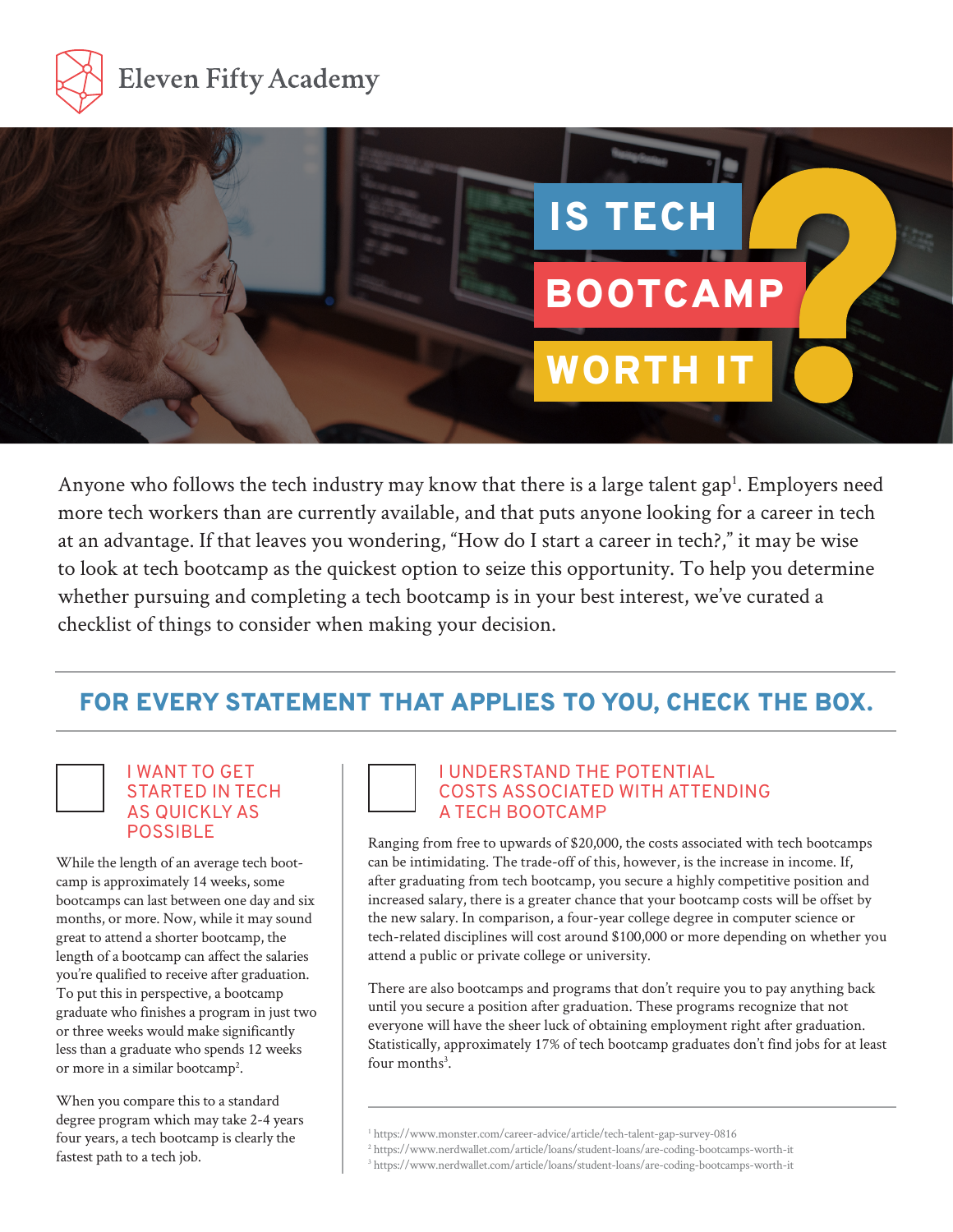Eleven Fifty Academy

# IS TECH BOOTCAMP WORTH IT?

Anyone who follows the tech industry may know that there is a large talent gap[1]. Employers need more tech workers than are currently available, and that puts anyone looking for a career in tech at an advantage. If that leaves you wondering, "How do I start a career in tech?," it may be wise to look at tech bootcamp as the quickest option to seize this opportunity. To help you determine whether pursuing and completing a tech bootcamp is in your best interest, we've curated a checklist of things to consider when making your decision.

## FOR EVERY STATEMENT THAT APPLIES TO YOU, CHECK THE BOX.

### ☐ I WANT TO GET STARTED IN TECH AS QUICKLY AS POSSIBLE

While the length of an average tech boot-camp is approximately 14 weeks, some bootcamps can last between one day and six months, or more. Now, while it may sound great to attend a shorter bootcamp, the length of a bootcamp can affect the salaries you're qualified to receive after graduation. To put this in perspective, a bootcamp graduate who finishes a program in just two or three weeks would make significantly less than a graduate who spends 12 weeks or more in a similar bootcamp[2].

When you compare this to a standard degree program which may take 2-4 years four years, a tech bootcamp is clearly the fastest path to a tech job.

### ☐ I UNDERSTAND THE POTENTIAL COSTS ASSOCIATED WITH ATTENDING A TECH BOOTCAMP

Ranging from free to upwards of $20,000, the costs associated with tech bootcamps can be intimidating. The trade-off of this, however, is the increase in income. If, after graduating from tech bootcamp, you secure a highly competitive position and increased salary, there is a greater chance that your bootcamp costs will be offset by the new salary. In comparison, a four-year college degree in computer science or tech-related disciplines will cost around $100,000 or more depending on whether you attend a public or private college or university.

There are also bootcamps and programs that don't require you to pay anything back until you secure a position after graduation. These programs recognize that not everyone will have the sheer luck of obtaining employment right after graduation. Statistically, approximately 17% of tech bootcamp graduates don't find jobs for at least four months[3].

---

[1] https://www.monster.com/career-advice/article/tech-talent-gap-survey-0816
[2] https://www.nerdwallet.com/article/loans/student-loans/are-coding-bootcamps-worth-it
[3] https://www.nerdwallet.com/article/loans/student-loans/are-coding-bootcamps-worth-it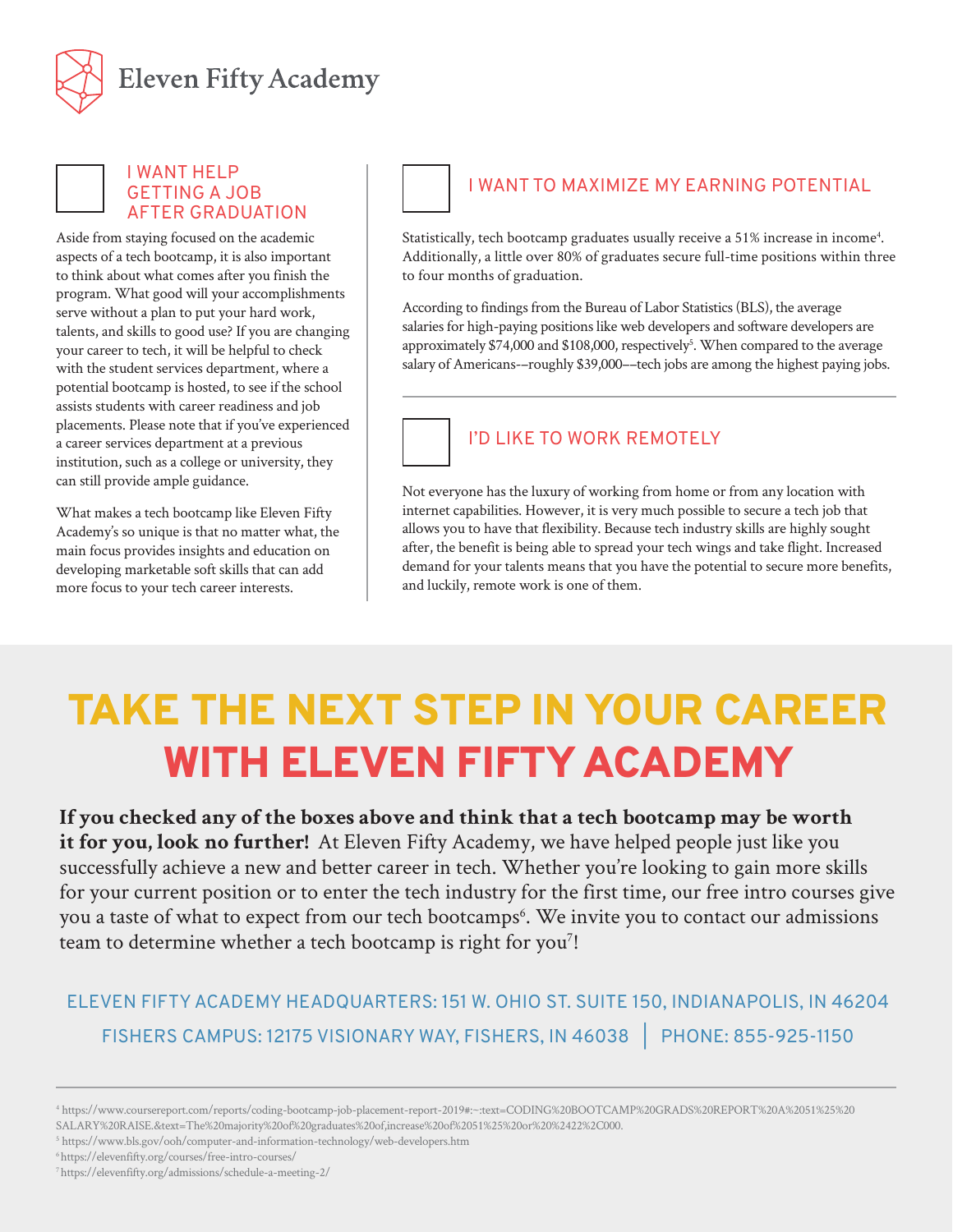Eleven Fifty Academy

## I WANT HELP GETTING A JOB AFTER GRADUATION

Aside from staying focused on the academic aspects of a tech bootcamp, it is also important to think about what comes after you finish the program. What good will your accomplishments serve without a plan to put your hard work, talents, and skills to good use? If you are changing your career to tech, it will be helpful to check with the student services department, where a potential bootcamp is hosted, to see if the school assists students with career readiness and job placements. Please note that if you've experienced a career services department at a previous institution, such as a college or university, they can still provide ample guidance.

What makes a tech bootcamp like Eleven Fifty Academy's so unique is that no matter what, the main focus provides insights and education on developing marketable soft skills that can add more focus to your tech career interests.

## I WANT TO MAXIMIZE MY EARNING POTENTIAL

Statistically, tech bootcamp graduates usually receive a 51% increase in income[4]. Additionally, a little over 80% of graduates secure full-time positions within three to four months of graduation.

According to findings from the Bureau of Labor Statistics (BLS), the average salaries for high-paying positions like web developers and software developers are approximately $74,000 and $108,000, respectively[5]. When compared to the average salary of Americans-–roughly $39,000–-tech jobs are among the highest paying jobs.

## I'D LIKE TO WORK REMOTELY

Not everyone has the luxury of working from home or from any location with internet capabilities. However, it is very much possible to secure a tech job that allows you to have that flexibility. Because tech industry skills are highly sought after, the benefit is being able to spread your tech wings and take flight. Increased demand for your talents means that you have the potential to secure more benefits, and luckily, remote work is one of them.

# TAKE THE NEXT STEP IN YOUR CAREER WITH ELEVEN FIFTY ACADEMY

**If you checked any of the boxes above and think that a tech bootcamp may be worth it for you, look no further!** At Eleven Fifty Academy, we have helped people just like you successfully achieve a new and better career in tech. Whether you're looking to gain more skills for your current position or to enter the tech industry for the first time, our free intro courses give you a taste of what to expect from our tech bootcamps[6]. We invite you to contact our admissions team to determine whether a tech bootcamp is right for you[7]!

ELEVEN FIFTY ACADEMY HEADQUARTERS: 151 W. OHIO ST. SUITE 150, INDIANAPOLIS, IN 46204

FISHERS CAMPUS: 12175 VISIONARY WAY, FISHERS, IN 46038 | PHONE: 855-925-1150

[4] https://www.coursereport.com/reports/coding-bootcamp-job-placement-report-2019#:~:text=CODING%20BOOTCAMP%20GRADS%20REPORT%20A%2051%25%20SALARY%20RAISE.&text=The%20majority%20of%20graduates%20of,increase%20of%2051%25%20or%20%2422%2C000.

[5] https://www.bls.gov/ooh/computer-and-information-technology/web-developers.htm

[6] https://elevenfifty.org/courses/free-intro-courses/

[7] https://elevenfifty.org/admissions/schedule-a-meeting-2/